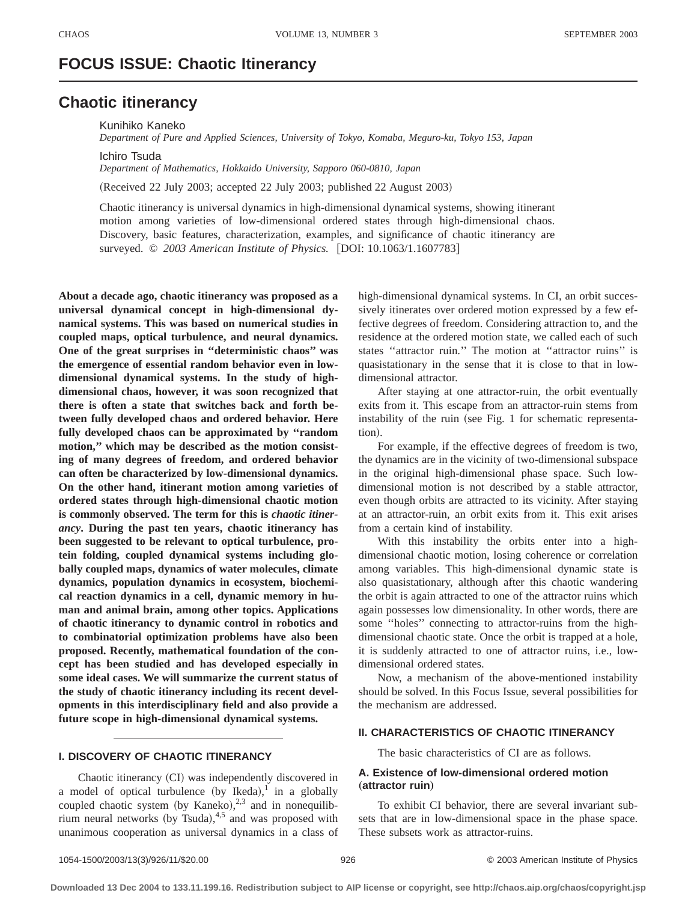# FOCUS ISSUE: Chaotic Itinerancy

## Chaotic itinerancy

Kunihiko Kaneko
*Department of Pure and Applied Sciences, University of Tokyo, Komaba, Meguro-ku, Tokyo 153, Japan*

Ichiro Tsuda
*Department of Mathematics, Hokkaido University, Sapporo 060-0810, Japan*

(Received 22 July 2003; accepted 22 July 2003; published 22 August 2003)

Chaotic itinerancy is universal dynamics in high-dimensional dynamical systems, showing itinerant motion among varieties of low-dimensional ordered states through high-dimensional chaos. Discovery, basic features, characterization, examples, and significance of chaotic itinerancy are surveyed. © *2003 American Institute of Physics.* [DOI: 10.1063/1.1607783]

**About a decade ago, chaotic itinerancy was proposed as a universal dynamical concept in high-dimensional dynamical systems. This was based on numerical studies in coupled maps, optical turbulence, and neural dynamics. One of the great surprises in "deterministic chaos" was the emergence of essential random behavior even in low-dimensional dynamical systems. In the study of high-dimensional chaos, however, it was soon recognized that there is often a state that switches back and forth between fully developed chaos and ordered behavior. Here fully developed chaos can be approximated by "random motion," which may be described as the motion consisting of many degrees of freedom, and ordered behavior can often be characterized by low-dimensional dynamics. On the other hand, itinerant motion among varieties of ordered states through high-dimensional chaotic motion is commonly observed. The term for this is *chaotic itinerancy*. During the past ten years, chaotic itinerancy has been suggested to be relevant to optical turbulence, protein folding, coupled dynamical systems including globally coupled maps, dynamics of water molecules, climate dynamics, population dynamics in ecosystem, biochemical reaction dynamics in a cell, dynamic memory in human and animal brain, among other topics. Applications of chaotic itinerancy to dynamic control in robotics and to combinatorial optimization problems have also been proposed. Recently, mathematical foundation of the concept has been studied and has developed especially in some ideal cases. We will summarize the current status of the study of chaotic itinerancy including its recent developments in this interdisciplinary field and also provide a future scope in high-dimensional dynamical systems.**

### I. DISCOVERY OF CHAOTIC ITINERANCY

Chaotic itinerancy (CI) was independently discovered in a model of optical turbulence (by Ikeda),[1] in a globally coupled chaotic system (by Kaneko),[2,3] and in nonequilibrium neural networks (by Tsuda),[4,5] and was proposed with unanimous cooperation as universal dynamics in a class of high-dimensional dynamical systems. In CI, an orbit successively itinerates over ordered motion expressed by a few effective degrees of freedom. Considering attraction to, and the residence at the ordered motion state, we called each of such states "attractor ruin." The motion at "attractor ruins" is quasistationary in the sense that it is close to that in low-dimensional attractor.

After staying at one attractor-ruin, the orbit eventually exits from it. This escape from an attractor-ruin stems from instability of the ruin (see Fig. 1 for schematic representation).

For example, if the effective degrees of freedom is two, the dynamics are in the vicinity of two-dimensional subspace in the original high-dimensional phase space. Such low-dimensional motion is not described by a stable attractor, even though orbits are attracted to its vicinity. After staying at an attractor-ruin, an orbit exits from it. This exit arises from a certain kind of instability.

With this instability the orbits enter into a high-dimensional chaotic motion, losing coherence or correlation among variables. This high-dimensional dynamic state is also quasistationary, although after this chaotic wandering the orbit is again attracted to one of the attractor ruins which again possesses low dimensionality. In other words, there are some "holes" connecting to attractor-ruins from the high-dimensional chaotic state. Once the orbit is trapped at a hole, it is suddenly attracted to one of attractor ruins, i.e., low-dimensional ordered states.

Now, a mechanism of the above-mentioned instability should be solved. In this Focus Issue, several possibilities for the mechanism are addressed.

### II. CHARACTERISTICS OF CHAOTIC ITINERANCY

The basic characteristics of CI are as follows.

#### A. Existence of low-dimensional ordered motion (attractor ruin)

To exhibit CI behavior, there are several invariant subsets that are in low-dimensional space in the phase space. These subsets work as attractor-ruins.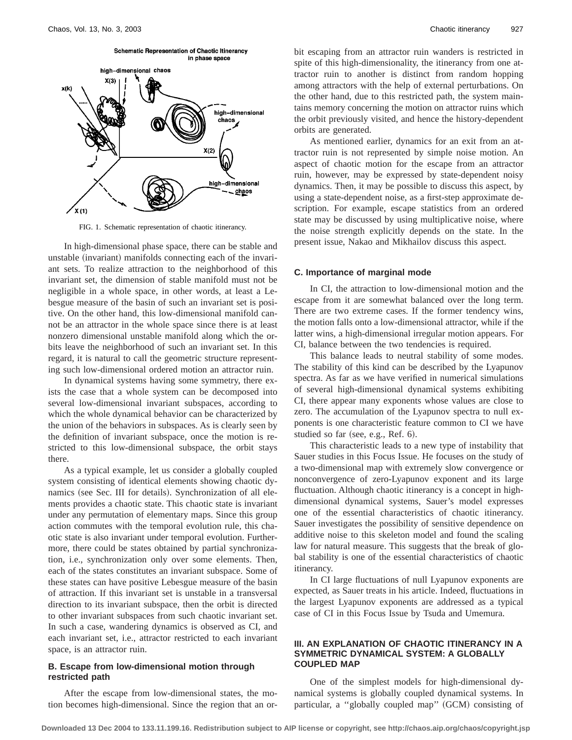FIG. 1. Schematic representation of chaotic itinerancy.

In high-dimensional phase space, there can be stable and unstable (invariant) manifolds connecting each of the invariant sets. To realize attraction to the neighborhood of this invariant set, the dimension of stable manifold must not be negligible in a whole space, in other words, at least a Lebesgue measure of the basin of such an invariant set is positive. On the other hand, this low-dimensional manifold cannot be an attractor in the whole space since there is at least nonzero dimensional unstable manifold along which the orbits leave the neighborhood of such an invariant set. In this regard, it is natural to call the geometric structure representing such low-dimensional ordered motion an attractor ruin.

In dynamical systems having some symmetry, there exists the case that a whole system can be decomposed into several low-dimensional invariant subspaces, according to which the whole dynamical behavior can be characterized by the union of the behaviors in subspaces. As is clearly seen by the definition of invariant subspace, once the motion is restricted to this low-dimensional subspace, the orbit stays there.

As a typical example, let us consider a globally coupled system consisting of identical elements showing chaotic dynamics (see Sec. III for details). Synchronization of all elements provides a chaotic state. This chaotic state is invariant under any permutation of elementary maps. Since this group action commutes with the temporal evolution rule, this chaotic state is also invariant under temporal evolution. Furthermore, there could be states obtained by partial synchronization, i.e., synchronization only over some elements. Then, each of the states constitutes an invariant subspace. Some of these states can have positive Lebesgue measure of the basin of attraction. If this invariant set is unstable in a transversal direction to its invariant subspace, then the orbit is directed to other invariant subspaces from such chaotic invariant set. In such a case, wandering dynamics is observed as CI, and each invariant set, i.e., attractor restricted to each invariant space, is an attractor ruin.

### B. Escape from low-dimensional motion through restricted path

After the escape from low-dimensional states, the motion becomes high-dimensional. Since the region that an orbit escaping from an attractor ruin wanders is restricted in spite of this high-dimensionality, the itinerancy from one attractor ruin to another is distinct from random hopping among attractors with the help of external perturbations. On the other hand, due to this restricted path, the system maintains memory concerning the motion on attractor ruins which the orbit previously visited, and hence the history-dependent orbits are generated.

As mentioned earlier, dynamics for an exit from an attractor ruin is not represented by simple noise motion. An aspect of chaotic motion for the escape from an attractor ruin, however, may be expressed by state-dependent noisy dynamics. Then, it may be possible to discuss this aspect, by using a state-dependent noise, as a first-step approximate description. For example, escape statistics from an ordered state may be discussed by using multiplicative noise, where the noise strength explicitly depends on the state. In the present issue, Nakao and Mikhailov discuss this aspect.

### C. Importance of marginal mode

In CI, the attraction to low-dimensional motion and the escape from it are somewhat balanced over the long term. There are two extreme cases. If the former tendency wins, the motion falls onto a low-dimensional attractor, while if the latter wins, a high-dimensional irregular motion appears. For CI, balance between the two tendencies is required.

This balance leads to neutral stability of some modes. The stability of this kind can be described by the Lyapunov spectra. As far as we have verified in numerical simulations of several high-dimensional dynamical systems exhibiting CI, there appear many exponents whose values are close to zero. The accumulation of the Lyapunov spectra to null exponents is one characteristic feature common to CI we have studied so far (see, e.g., Ref. 6).

This characteristic leads to a new type of instability that Sauer studies in this Focus Issue. He focuses on the study of a two-dimensional map with extremely slow convergence or nonconvergence of zero-Lyapunov exponent and its large fluctuation. Although chaotic itinerancy is a concept in high-dimensional dynamical systems, Sauer's model expresses one of the essential characteristics of chaotic itinerancy. Sauer investigates the possibility of sensitive dependence on additive noise to this skeleton model and found the scaling law for natural measure. This suggests that the break of global stability is one of the essential characteristics of chaotic itinerancy.

In CI large fluctuations of null Lyapunov exponents are expected, as Sauer treats in his article. Indeed, fluctuations in the largest Lyapunov exponents are addressed as a typical case of CI in this Focus Issue by Tsuda and Umemura.

## III. AN EXPLANATION OF CHAOTIC ITINERANCY IN A SYMMETRIC DYNAMICAL SYSTEM: A GLOBALLY COUPLED MAP

One of the simplest models for high-dimensional dynamical systems is globally coupled dynamical systems. In particular, a "globally coupled map" (GCM) consisting of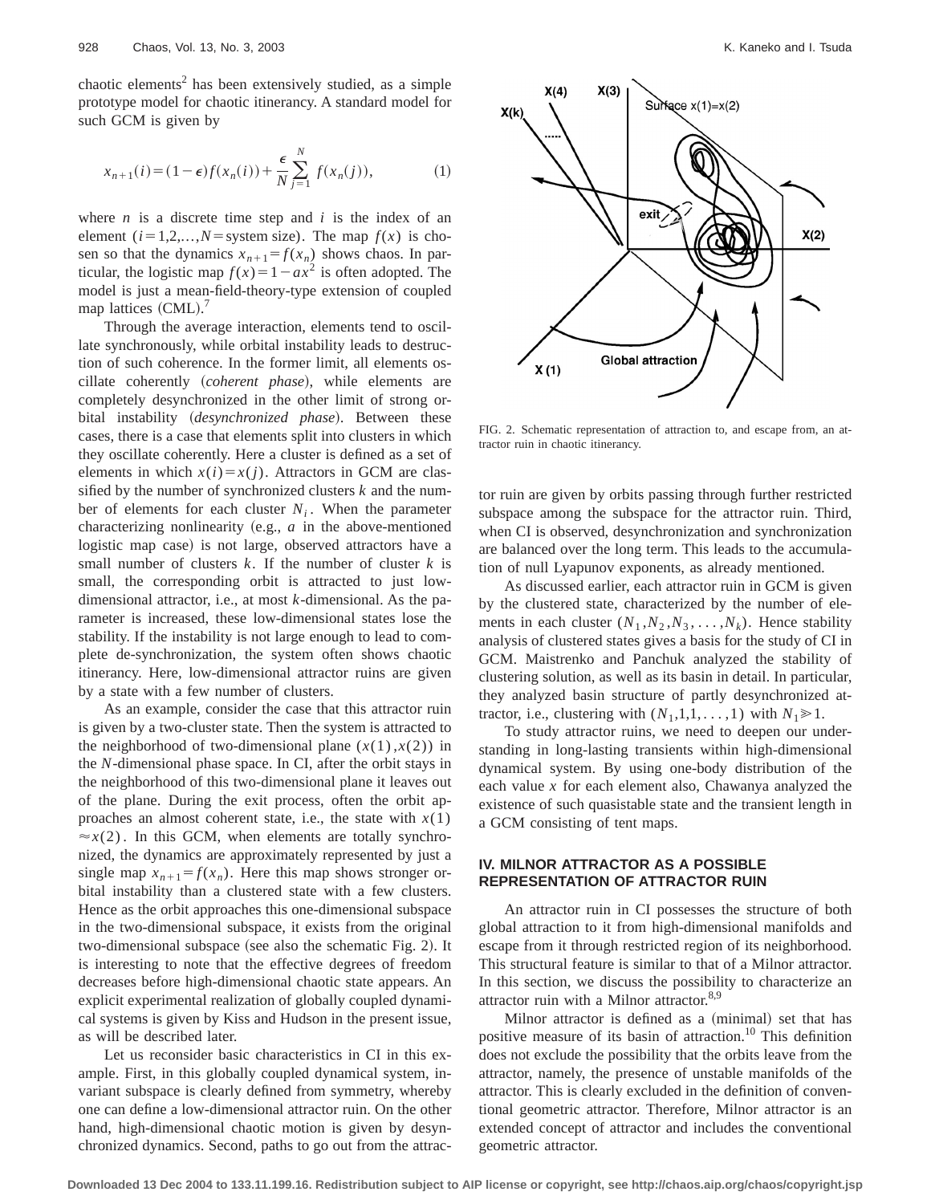chaotic elements[2] has been extensively studied, as a simple prototype model for chaotic itinerancy. A standard model for such GCM is given by

$$x_{n+1}(i)=(1-\epsilon)f(x_n(i))+\frac{\epsilon}{N}\sum_{j=1}^{N} f(x_n(j)), \tag{1}$$

where $n$ is a discrete time step and $i$ is the index of an element ($i=1,2,\ldots,N=$system size). The map $f(x)$ is chosen so that the dynamics $x_{n+1}=f(x_n)$ shows chaos. In particular, the logistic map $f(x)=1-ax^2$ is often adopted. The model is just a mean-field-theory-type extension of coupled map lattices (CML).[7]

Through the average interaction, elements tend to oscillate synchronously, while orbital instability leads to destruction of such coherence. In the former limit, all elements oscillate coherently (*coherent phase*), while elements are completely desynchronized in the other limit of strong orbital instability (*desynchronized phase*). Between these cases, there is a case that elements split into clusters in which they oscillate coherently. Here a cluster is defined as a set of elements in which $x(i)=x(j)$. Attractors in GCM are classified by the number of synchronized clusters $k$ and the number of elements for each cluster $N_i$. When the parameter characterizing nonlinearity (e.g., $a$ in the above-mentioned logistic map case) is not large, observed attractors have a small number of clusters $k$. If the number of cluster $k$ is small, the corresponding orbit is attracted to just low-dimensional attractor, i.e., at most $k$-dimensional. As the parameter is increased, these low-dimensional states lose the stability. If the instability is not large enough to lead to complete de-synchronization, the system often shows chaotic itinerancy. Here, low-dimensional attractor ruins are given by a state with a few number of clusters.

As an example, consider the case that this attractor ruin is given by a two-cluster state. Then the system is attracted to the neighborhood of two-dimensional plane $(x(1),x(2))$ in the $N$-dimensional phase space. In CI, after the orbit stays in the neighborhood of this two-dimensional plane it leaves out of the plane. During the exit process, often the orbit approaches an almost coherent state, i.e., the state with $x(1)\approx x(2)$. In this GCM, when elements are totally synchronized, the dynamics are approximately represented by just a single map $x_{n+1}=f(x_n)$. Here this map shows stronger orbital instability than a clustered state with a few clusters. Hence as the orbit approaches this one-dimensional subspace in the two-dimensional subspace, it exists from the original two-dimensional subspace (see also the schematic Fig. 2). It is interesting to note that the effective degrees of freedom decreases before high-dimensional chaotic state appears. An explicit experimental realization of globally coupled dynamical systems is given by Kiss and Hudson in the present issue, as will be described later.

Let us reconsider basic characteristics in CI in this example. First, in this globally coupled dynamical system, invariant subspace is clearly defined from symmetry, whereby one can define a low-dimensional attractor ruin. On the other hand, high-dimensional chaotic motion is given by desynchronized dynamics. Second, paths to go out from the attractor ruin are given by orbits passing through further restricted subspace among the subspace for the attractor ruin. Third, when CI is observed, desynchronization and synchronization are balanced over the long term. This leads to the accumulation of null Lyapunov exponents, as already mentioned.

FIG. 2. Schematic representation of attraction to, and escape from, an attractor ruin in chaotic itinerancy.

As discussed earlier, each attractor ruin in GCM is given by the clustered state, characterized by the number of elements in each cluster $(N_1,N_2,N_3,\ldots,N_k)$. Hence stability analysis of clustered states gives a basis for the study of CI in GCM. Maistrenko and Panchuk analyzed the stability of clustering solution, as well as its basin in detail. In particular, they analyzed basin structure of partly desynchronized attractor, i.e., clustering with $(N_1,1,1,\ldots,1)$ with $N_1\gg 1$.

To study attractor ruins, we need to deepen our understanding in long-lasting transients within high-dimensional dynamical system. By using one-body distribution of the each value $x$ for each element also, Chawanya analyzed the existence of such quasistable state and the transient length in a GCM consisting of tent maps.

## IV. MILNOR ATTRACTOR AS A POSSIBLE REPRESENTATION OF ATTRACTOR RUIN

An attractor ruin in CI possesses the structure of both global attraction to it from high-dimensional manifolds and escape from it through restricted region of its neighborhood. This structural feature is similar to that of a Milnor attractor. In this section, we discuss the possibility to characterize an attractor ruin with a Milnor attractor.[8,9]

Milnor attractor is defined as a (minimal) set that has positive measure of its basin of attraction.[10] This definition does not exclude the possibility that the orbits leave from the attractor, namely, the presence of unstable manifolds of the attractor. This is clearly excluded in the definition of conventional geometric attractor. Therefore, Milnor attractor is an extended concept of attractor and includes the conventional geometric attractor.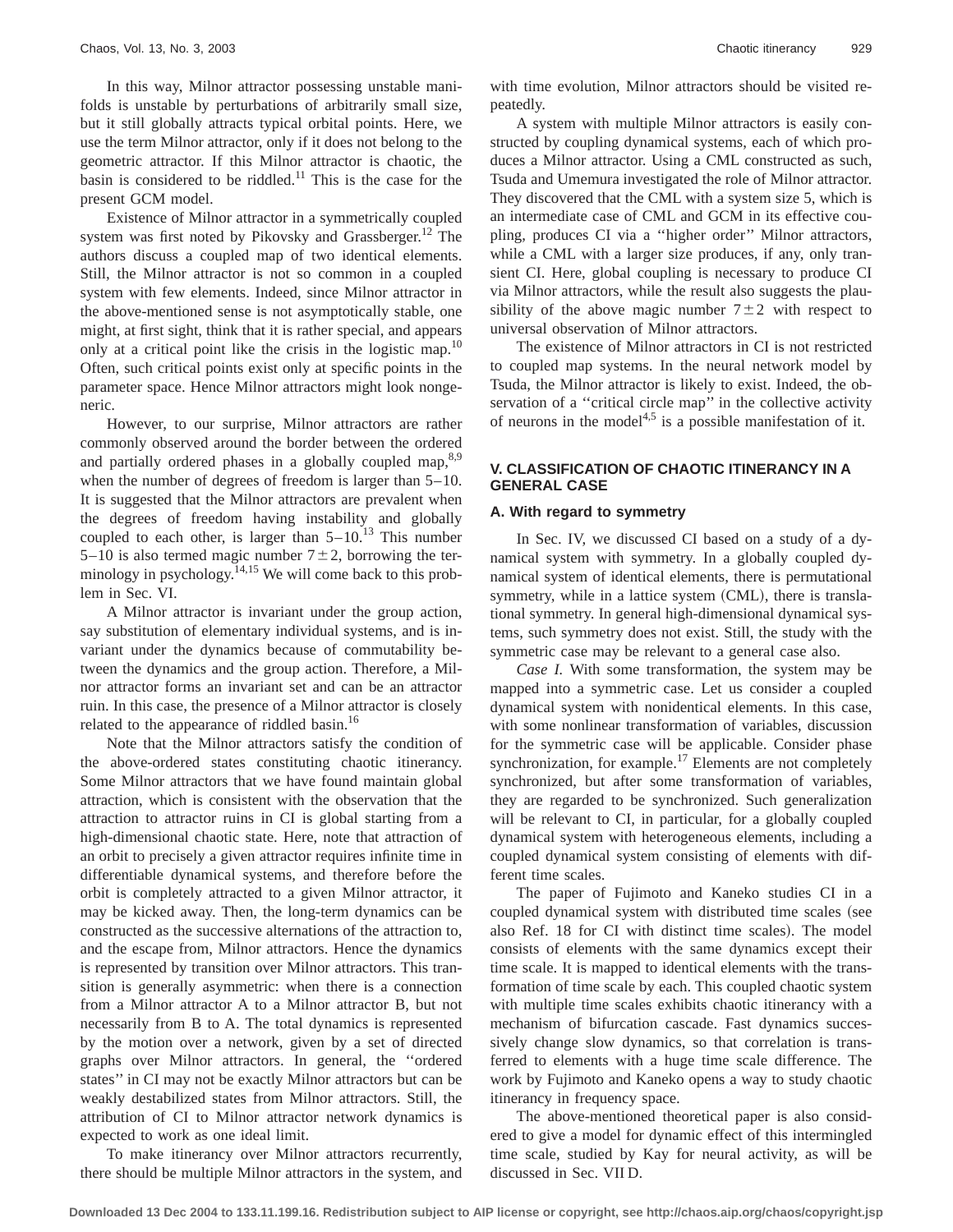In this way, Milnor attractor possessing unstable manifolds is unstable by perturbations of arbitrarily small size, but it still globally attracts typical orbital points. Here, we use the term Milnor attractor, only if it does not belong to the geometric attractor. If this Milnor attractor is chaotic, the basin is considered to be riddled.[11] This is the case for the present GCM model.

Existence of Milnor attractor in a symmetrically coupled system was first noted by Pikovsky and Grassberger.[12] The authors discuss a coupled map of two identical elements. Still, the Milnor attractor is not so common in a coupled system with few elements. Indeed, since Milnor attractor in the above-mentioned sense is not asymptotically stable, one might, at first sight, think that it is rather special, and appears only at a critical point like the crisis in the logistic map.[10] Often, such critical points exist only at specific points in the parameter space. Hence Milnor attractors might look nongeneric.

However, to our surprise, Milnor attractors are rather commonly observed around the border between the ordered and partially ordered phases in a globally coupled map,[8,9] when the number of degrees of freedom is larger than 5–10. It is suggested that the Milnor attractors are prevalent when the degrees of freedom having instability and globally coupled to each other, is larger than 5–10.[13] This number 5–10 is also termed magic number $7 \pm 2$, borrowing the terminology in psychology.[14,15] We will come back to this problem in Sec. VI.

A Milnor attractor is invariant under the group action, say substitution of elementary individual systems, and is invariant under the dynamics because of commutability between the dynamics and the group action. Therefore, a Milnor attractor forms an invariant set and can be an attractor ruin. In this case, the presence of a Milnor attractor is closely related to the appearance of riddled basin.[16]

Note that the Milnor attractors satisfy the condition of the above-ordered states constituting chaotic itinerancy. Some Milnor attractors that we have found maintain global attraction, which is consistent with the observation that the attraction to attractor ruins in CI is global starting from a high-dimensional chaotic state. Here, note that attraction of an orbit to precisely a given attractor requires infinite time in differentiable dynamical systems, and therefore before the orbit is completely attracted to a given Milnor attractor, it may be kicked away. Then, the long-term dynamics can be constructed as the successive alternations of the attraction to, and the escape from, Milnor attractors. Hence the dynamics is represented by transition over Milnor attractors. This transition is generally asymmetric: when there is a connection from a Milnor attractor A to a Milnor attractor B, but not necessarily from B to A. The total dynamics is represented by the motion over a network, given by a set of directed graphs over Milnor attractors. In general, the ''ordered states'' in CI may not be exactly Milnor attractors but can be weakly destabilized states from Milnor attractors. Still, the attribution of CI to Milnor attractor network dynamics is expected to work as one ideal limit.

To make itinerancy over Milnor attractors recurrently, there should be multiple Milnor attractors in the system, and with time evolution, Milnor attractors should be visited repeatedly.

A system with multiple Milnor attractors is easily constructed by coupling dynamical systems, each of which produces a Milnor attractor. Using a CML constructed as such, Tsuda and Umemura investigated the role of Milnor attractor. They discovered that the CML with a system size 5, which is an intermediate case of CML and GCM in its effective coupling, produces CI via a ''higher order'' Milnor attractors, while a CML with a larger size produces, if any, only transient CI. Here, global coupling is necessary to produce CI via Milnor attractors, while the result also suggests the plausibility of the above magic number $7 \pm 2$ with respect to universal observation of Milnor attractors.

The existence of Milnor attractors in CI is not restricted to coupled map systems. In the neural network model by Tsuda, the Milnor attractor is likely to exist. Indeed, the observation of a ''critical circle map'' in the collective activity of neurons in the model[4,5] is a possible manifestation of it.

## V. CLASSIFICATION OF CHAOTIC ITINERANCY IN A GENERAL CASE

### A. With regard to symmetry

In Sec. IV, we discussed CI based on a study of a dynamical system with symmetry. In a globally coupled dynamical system of identical elements, there is permutational symmetry, while in a lattice system (CML), there is translational symmetry. In general high-dimensional dynamical systems, such symmetry does not exist. Still, the study with the symmetric case may be relevant to a general case also.

*Case I.* With some transformation, the system may be mapped into a symmetric case. Let us consider a coupled dynamical system with nonidentical elements. In this case, with some nonlinear transformation of variables, discussion for the symmetric case will be applicable. Consider phase synchronization, for example.[17] Elements are not completely synchronized, but after some transformation of variables, they are regarded to be synchronized. Such generalization will be relevant to CI, in particular, for a globally coupled dynamical system with heterogeneous elements, including a coupled dynamical system consisting of elements with different time scales.

The paper of Fujimoto and Kaneko studies CI in a coupled dynamical system with distributed time scales (see also Ref. 18 for CI with distinct time scales). The model consists of elements with the same dynamics except their time scale. It is mapped to identical elements with the transformation of time scale by each. This coupled chaotic system with multiple time scales exhibits chaotic itinerancy with a mechanism of bifurcation cascade. Fast dynamics successively change slow dynamics, so that correlation is transferred to elements with a huge time scale difference. The work by Fujimoto and Kaneko opens a way to study chaotic itinerancy in frequency space.

The above-mentioned theoretical paper is also considered to give a model for dynamic effect of this intermingled time scale, studied by Kay for neural activity, as will be discussed in Sec. VII D.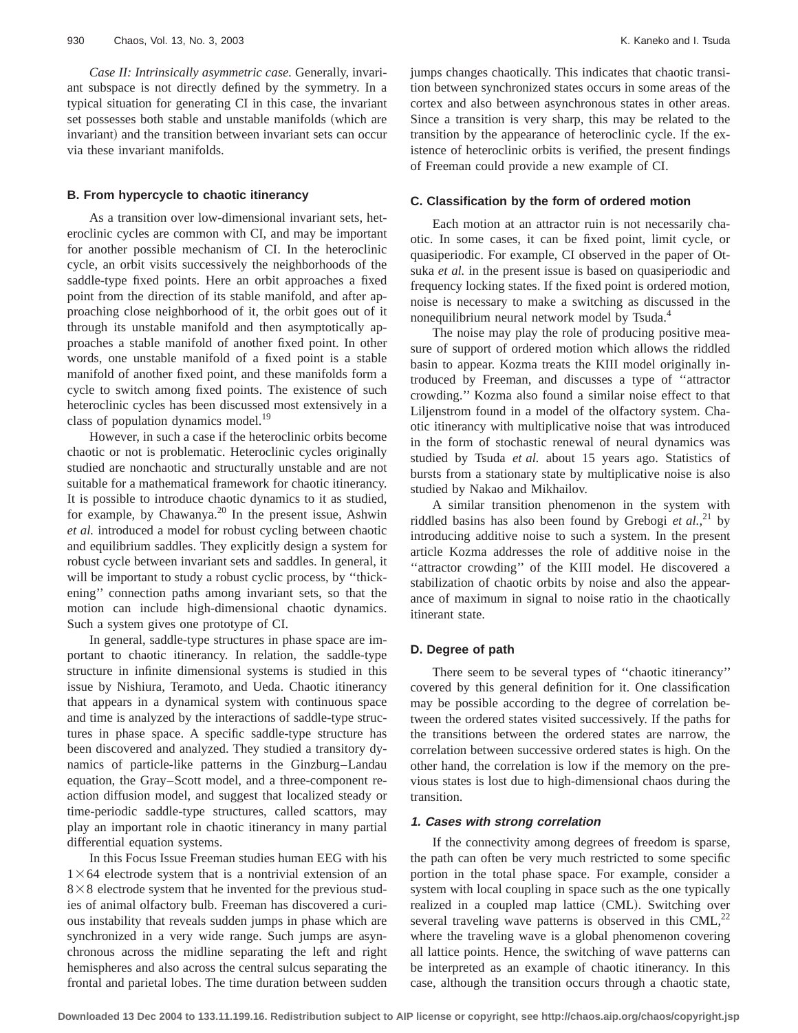*Case II: Intrinsically asymmetric case.* Generally, invariant subspace is not directly defined by the symmetry. In a typical situation for generating CI in this case, the invariant set possesses both stable and unstable manifolds (which are invariant) and the transition between invariant sets can occur via these invariant manifolds.

### B. From hypercycle to chaotic itinerancy

As a transition over low-dimensional invariant sets, heteroclinic cycles are common with CI, and may be important for another possible mechanism of CI. In the heteroclinic cycle, an orbit visits successively the neighborhoods of the saddle-type fixed points. Here an orbit approaches a fixed point from the direction of its stable manifold, and after approaching close neighborhood of it, the orbit goes out of it through its unstable manifold and then asymptotically approaches a stable manifold of another fixed point. In other words, one unstable manifold of a fixed point is a stable manifold of another fixed point, and these manifolds form a cycle to switch among fixed points. The existence of such heteroclinic cycles has been discussed most extensively in a class of population dynamics model.[19]

However, in such a case if the heteroclinic orbits become chaotic or not is problematic. Heteroclinic cycles originally studied are nonchaotic and structurally unstable and are not suitable for a mathematical framework for chaotic itinerancy. It is possible to introduce chaotic dynamics to it as studied, for example, by Chawanya.[20] In the present issue, Ashwin *et al.* introduced a model for robust cycling between chaotic and equilibrium saddles. They explicitly design a system for robust cycle between invariant sets and saddles. In general, it will be important to study a robust cyclic process, by ''thickening'' connection paths among invariant sets, so that the motion can include high-dimensional chaotic dynamics. Such a system gives one prototype of CI.

In general, saddle-type structures in phase space are important to chaotic itinerancy. In relation, the saddle-type structure in infinite dimensional systems is studied in this issue by Nishiura, Teramoto, and Ueda. Chaotic itinerancy that appears in a dynamical system with continuous space and time is analyzed by the interactions of saddle-type structures in phase space. A specific saddle-type structure has been discovered and analyzed. They studied a transitory dynamics of particle-like patterns in the Ginzburg–Landau equation, the Gray–Scott model, and a three-component reaction diffusion model, and suggest that localized steady or time-periodic saddle-type structures, called scattors, may play an important role in chaotic itinerancy in many partial differential equation systems.

In this Focus Issue Freeman studies human EEG with his $1\times 64$ electrode system that is a nontrivial extension of an $8\times 8$ electrode system that he invented for the previous studies of animal olfactory bulb. Freeman has discovered a curious instability that reveals sudden jumps in phase which are synchronized in a very wide range. Such jumps are asynchronous across the midline separating the left and right hemispheres and also across the central sulcus separating the frontal and parietal lobes. The time duration between sudden jumps changes chaotically. This indicates that chaotic transition between synchronized states occurs in some areas of the cortex and also between asynchronous states in other areas. Since a transition is very sharp, this may be related to the transition by the appearance of heteroclinic cycle. If the existence of heteroclinic orbits is verified, the present findings of Freeman could provide a new example of CI.

### C. Classification by the form of ordered motion

Each motion at an attractor ruin is not necessarily chaotic. In some cases, it can be fixed point, limit cycle, or quasiperiodic. For example, CI observed in the paper of Otsuka *et al.* in the present issue is based on quasiperiodic and frequency locking states. If the fixed point is ordered motion, noise is necessary to make a switching as discussed in the nonequilibrium neural network model by Tsuda.[4]

The noise may play the role of producing positive measure of support of ordered motion which allows the riddled basin to appear. Kozma treats the KIII model originally introduced by Freeman, and discusses a type of ''attractor crowding.'' Kozma also found a similar noise effect to that Liljenstrom found in a model of the olfactory system. Chaotic itinerancy with multiplicative noise that was introduced in the form of stochastic renewal of neural dynamics was studied by Tsuda *et al.* about 15 years ago. Statistics of bursts from a stationary state by multiplicative noise is also studied by Nakao and Mikhailov.

A similar transition phenomenon in the system with riddled basins has also been found by Grebogi *et al.*,[21] by introducing additive noise to such a system. In the present article Kozma addresses the role of additive noise in the ''attractor crowding'' of the KIII model. He discovered a stabilization of chaotic orbits by noise and also the appearance of maximum in signal to noise ratio in the chaotically itinerant state.

### D. Degree of path

There seem to be several types of ''chaotic itinerancy'' covered by this general definition for it. One classification may be possible according to the degree of correlation between the ordered states visited successively. If the paths for the transitions between the ordered states are narrow, the correlation between successive ordered states is high. On the other hand, the correlation is low if the memory on the previous states is lost due to high-dimensional chaos during the transition.

#### 1. Cases with strong correlation

If the connectivity among degrees of freedom is sparse, the path can often be very much restricted to some specific portion in the total phase space. For example, consider a system with local coupling in space such as the one typically realized in a coupled map lattice (CML). Switching over several traveling wave patterns is observed in this CML,[22] where the traveling wave is a global phenomenon covering all lattice points. Hence, the switching of wave patterns can be interpreted as an example of chaotic itinerancy. In this case, although the transition occurs through a chaotic state,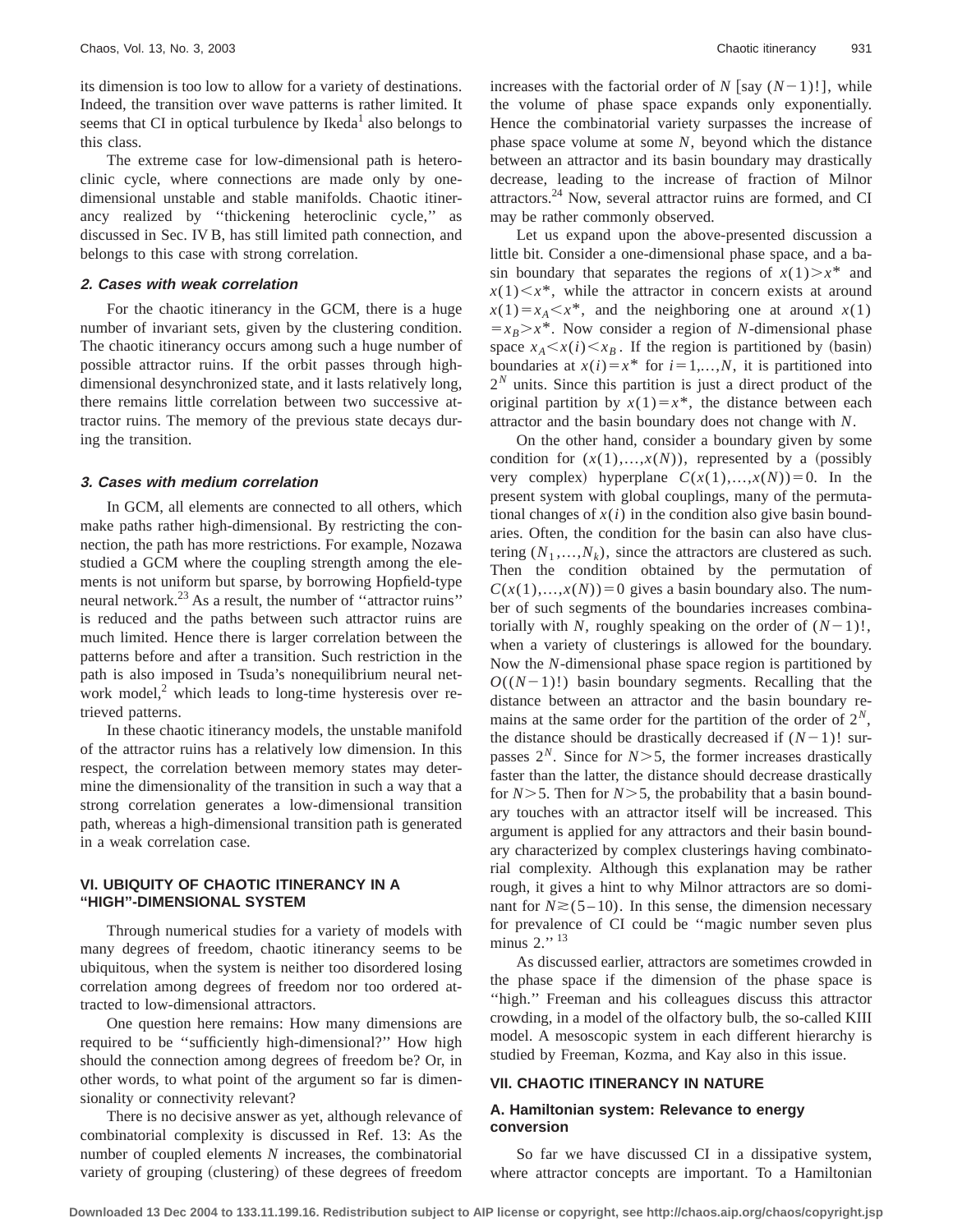its dimension is too low to allow for a variety of destinations. Indeed, the transition over wave patterns is rather limited. It seems that CI in optical turbulence by Ikeda[1] also belongs to this class.

The extreme case for low-dimensional path is heteroclinic cycle, where connections are made only by one-dimensional unstable and stable manifolds. Chaotic itinerancy realized by ''thickening heteroclinic cycle,'' as discussed in Sec. IV B, has still limited path connection, and belongs to this case with strong correlation.

#### *2. Cases with weak correlation*

For the chaotic itinerancy in the GCM, there is a huge number of invariant sets, given by the clustering condition. The chaotic itinerancy occurs among such a huge number of possible attractor ruins. If the orbit passes through high-dimensional desynchronized state, and it lasts relatively long, there remains little correlation between two successive attractor ruins. The memory of the previous state decays during the transition.

#### *3. Cases with medium correlation*

In GCM, all elements are connected to all others, which make paths rather high-dimensional. By restricting the connection, the path has more restrictions. For example, Nozawa studied a GCM where the coupling strength among the elements is not uniform but sparse, by borrowing Hopfield-type neural network.[23] As a result, the number of ''attractor ruins'' is reduced and the paths between such attractor ruins are much limited. Hence there is larger correlation between the patterns before and after a transition. Such restriction in the path is also imposed in Tsuda's nonequilibrium neural network model,[2] which leads to long-time hysteresis over retrieved patterns.

In these chaotic itinerancy models, the unstable manifold of the attractor ruins has a relatively low dimension. In this respect, the correlation between memory states may determine the dimensionality of the transition in such a way that a strong correlation generates a low-dimensional transition path, whereas a high-dimensional transition path is generated in a weak correlation case.

## VI. UBIQUITY OF CHAOTIC ITINERANCY IN A ''HIGH''-DIMENSIONAL SYSTEM

Through numerical studies for a variety of models with many degrees of freedom, chaotic itinerancy seems to be ubiquitous, when the system is neither too disordered losing correlation among degrees of freedom nor too ordered attracted to low-dimensional attractors.

One question here remains: How many dimensions are required to be ''sufficiently high-dimensional?'' How high should the connection among degrees of freedom be? Or, in other words, to what point of the argument so far is dimensionality or connectivity relevant?

There is no decisive answer as yet, although relevance of combinatorial complexity is discussed in Ref. 13: As the number of coupled elements $N$ increases, the combinatorial variety of grouping (clustering) of these degrees of freedom increases with the factorial order of $N$ [say $(N-1)!$], while the volume of phase space expands only exponentially. Hence the combinatorial variety surpasses the increase of phase space volume at some $N$, beyond which the distance between an attractor and its basin boundary may drastically decrease, leading to the increase of fraction of Milnor attractors.[24] Now, several attractor ruins are formed, and CI may be rather commonly observed.

Let us expand upon the above-presented discussion a little bit. Consider a one-dimensional phase space, and a basin boundary that separates the regions of $x(1)>x^*$ and $x(1)<x^*$, while the attractor in concern exists at around $x(1)=x_A<x^*$, and the neighboring one at around $x(1)=x_B>x^*$. Now consider a region of $N$-dimensional phase space $x_A<x(i)<x_B$. If the region is partitioned by (basin) boundaries at $x(i)=x^*$ for $i=1,...,N$, it is partitioned into $2^N$ units. Since this partition is just a direct product of the original partition by $x(1)=x^*$, the distance between each attractor and the basin boundary does not change with $N$.

On the other hand, consider a boundary given by some condition for $(x(1),...,x(N))$, represented by a (possibly very complex) hyperplane $C(x(1),...,x(N))=0$. In the present system with global couplings, many of the permutational changes of $x(i)$ in the condition also give basin boundaries. Often, the condition for the basin can also have clustering $(N_1,...,N_k)$, since the attractors are clustered as such. Then the condition obtained by the permutation of $C(x(1),...,x(N))=0$ gives a basin boundary also. The number of such segments of the boundaries increases combinatorially with $N$, roughly speaking on the order of $(N-1)!$, when a variety of clusterings is allowed for the boundary. Now the $N$-dimensional phase space region is partitioned by $O((N-1)!)$ basin boundary segments. Recalling that the distance between an attractor and the basin boundary remains at the same order for the partition of the order of $2^N$, the distance should be drastically decreased if $(N-1)!$ surpasses $2^N$. Since for $N>5$, the former increases drastically faster than the latter, the distance should decrease drastically for $N>5$. Then for $N>5$, the probability that a basin boundary touches with an attractor itself will be increased. This argument is applied for any attractors and their basin boundary characterized by complex clusterings having combinatorial complexity. Although this explanation may be rather rough, it gives a hint to why Milnor attractors are so dominant for $N\gtrsim(5-10)$. In this sense, the dimension necessary for prevalence of CI could be ''magic number seven plus minus 2.''[13]

As discussed earlier, attractors are sometimes crowded in the phase space if the dimension of the phase space is ''high.'' Freeman and his colleagues discuss this attractor crowding, in a model of the olfactory bulb, the so-called KIII model. A mesoscopic system in each different hierarchy is studied by Freeman, Kozma, and Kay also in this issue.

## VII. CHAOTIC ITINERANCY IN NATURE

### A. Hamiltonian system: Relevance to energy conversion

So far we have discussed CI in a dissipative system, where attractor concepts are important. To a Hamiltonian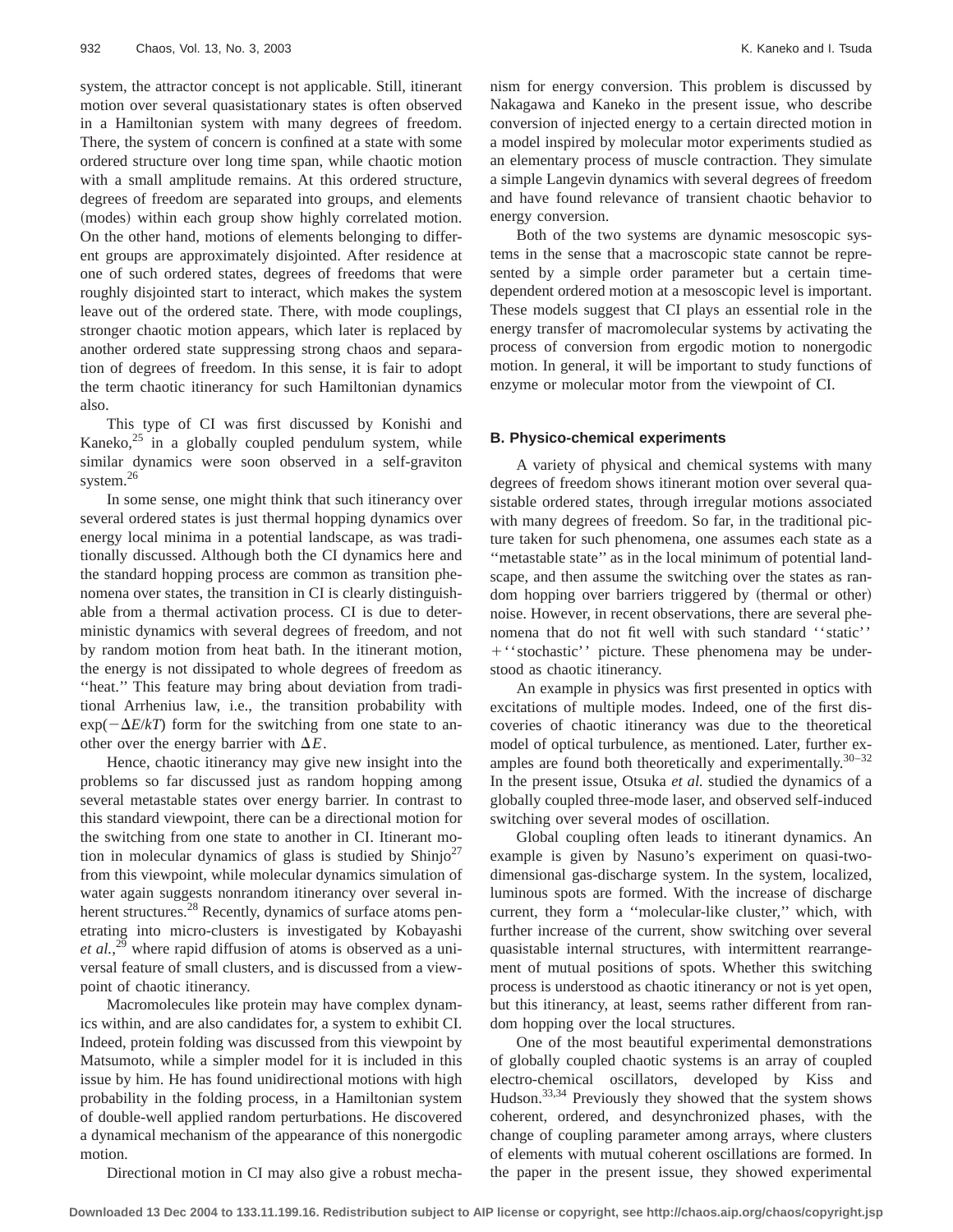system, the attractor concept is not applicable. Still, itinerant motion over several quasistationary states is often observed in a Hamiltonian system with many degrees of freedom. There, the system of concern is confined at a state with some ordered structure over long time span, while chaotic motion with a small amplitude remains. At this ordered structure, degrees of freedom are separated into groups, and elements (modes) within each group show highly correlated motion. On the other hand, motions of elements belonging to different groups are approximately disjointed. After residence at one of such ordered states, degrees of freedoms that were roughly disjointed start to interact, which makes the system leave out of the ordered state. There, with mode couplings, stronger chaotic motion appears, which later is replaced by another ordered state suppressing strong chaos and separation of degrees of freedom. In this sense, it is fair to adopt the term chaotic itinerancy for such Hamiltonian dynamics also.

This type of CI was first discussed by Konishi and Kaneko,[25] in a globally coupled pendulum system, while similar dynamics were soon observed in a self-graviton system.[26]

In some sense, one might think that such itinerancy over several ordered states is just thermal hopping dynamics over energy local minima in a potential landscape, as was traditionally discussed. Although both the CI dynamics here and the standard hopping process are common as transition phenomena over states, the transition in CI is clearly distinguishable from a thermal activation process. CI is due to deterministic dynamics with several degrees of freedom, and not by random motion from heat bath. In the itinerant motion, the energy is not dissipated to whole degrees of freedom as ''heat.'' This feature may bring about deviation from traditional Arrhenius law, i.e., the transition probability with $\exp(-\Delta E/kT)$ form for the switching from one state to another over the energy barrier with $\Delta E$.

Hence, chaotic itinerancy may give new insight into the problems so far discussed just as random hopping among several metastable states over energy barrier. In contrast to this standard viewpoint, there can be a directional motion for the switching from one state to another in CI. Itinerant motion in molecular dynamics of glass is studied by Shinjo[27] from this viewpoint, while molecular dynamics simulation of water again suggests nonrandom itinerancy over several inherent structures.[28] Recently, dynamics of surface atoms penetrating into micro-clusters is investigated by Kobayashi *et al.*,[29] where rapid diffusion of atoms is observed as a universal feature of small clusters, and is discussed from a viewpoint of chaotic itinerancy.

Macromolecules like protein may have complex dynamics within, and are also candidates for, a system to exhibit CI. Indeed, protein folding was discussed from this viewpoint by Matsumoto, while a simpler model for it is included in this issue by him. He has found unidirectional motions with high probability in the folding process, in a Hamiltonian system of double-well applied random perturbations. He discovered a dynamical mechanism of the appearance of this nonergodic motion.

Directional motion in CI may also give a robust mechanism for energy conversion. This problem is discussed by Nakagawa and Kaneko in the present issue, who describe conversion of injected energy to a certain directed motion in a model inspired by molecular motor experiments studied as an elementary process of muscle contraction. They simulate a simple Langevin dynamics with several degrees of freedom and have found relevance of transient chaotic behavior to energy conversion.

Both of the two systems are dynamic mesoscopic systems in the sense that a macroscopic state cannot be represented by a simple order parameter but a certain time-dependent ordered motion at a mesoscopic level is important. These models suggest that CI plays an essential role in the energy transfer of macromolecular systems by activating the process of conversion from ergodic motion to nonergodic motion. In general, it will be important to study functions of enzyme or molecular motor from the viewpoint of CI.

### B. Physico-chemical experiments

A variety of physical and chemical systems with many degrees of freedom shows itinerant motion over several quasistable ordered states, through irregular motions associated with many degrees of freedom. So far, in the traditional picture taken for such phenomena, one assumes each state as a ''metastable state'' as in the local minimum of potential landscape, and then assume the switching over the states as random hopping over barriers triggered by (thermal or other) noise. However, in recent observations, there are several phenomena that do not fit well with such standard ''static'' + ''stochastic'' picture. These phenomena may be understood as chaotic itinerancy.

An example in physics was first presented in optics with excitations of multiple modes. Indeed, one of the first discoveries of chaotic itinerancy was due to the theoretical model of optical turbulence, as mentioned. Later, further examples are found both theoretically and experimentally.[30–32] In the present issue, Otsuka *et al.* studied the dynamics of a globally coupled three-mode laser, and observed self-induced switching over several modes of oscillation.

Global coupling often leads to itinerant dynamics. An example is given by Nasuno's experiment on quasi-two-dimensional gas-discharge system. In the system, localized, luminous spots are formed. With the increase of discharge current, they form a ''molecular-like cluster,'' which, with further increase of the current, show switching over several quasistable internal structures, with intermittent rearrangement of mutual positions of spots. Whether this switching process is understood as chaotic itinerancy or not is yet open, but this itinerancy, at least, seems rather different from random hopping over the local structures.

One of the most beautiful experimental demonstrations of globally coupled chaotic systems is an array of coupled electro-chemical oscillators, developed by Kiss and Hudson.[33,34] Previously they showed that the system shows coherent, ordered, and desynchronized phases, with the change of coupling parameter among arrays, where clusters of elements with mutual coherent oscillations are formed. In the paper in the present issue, they showed experimental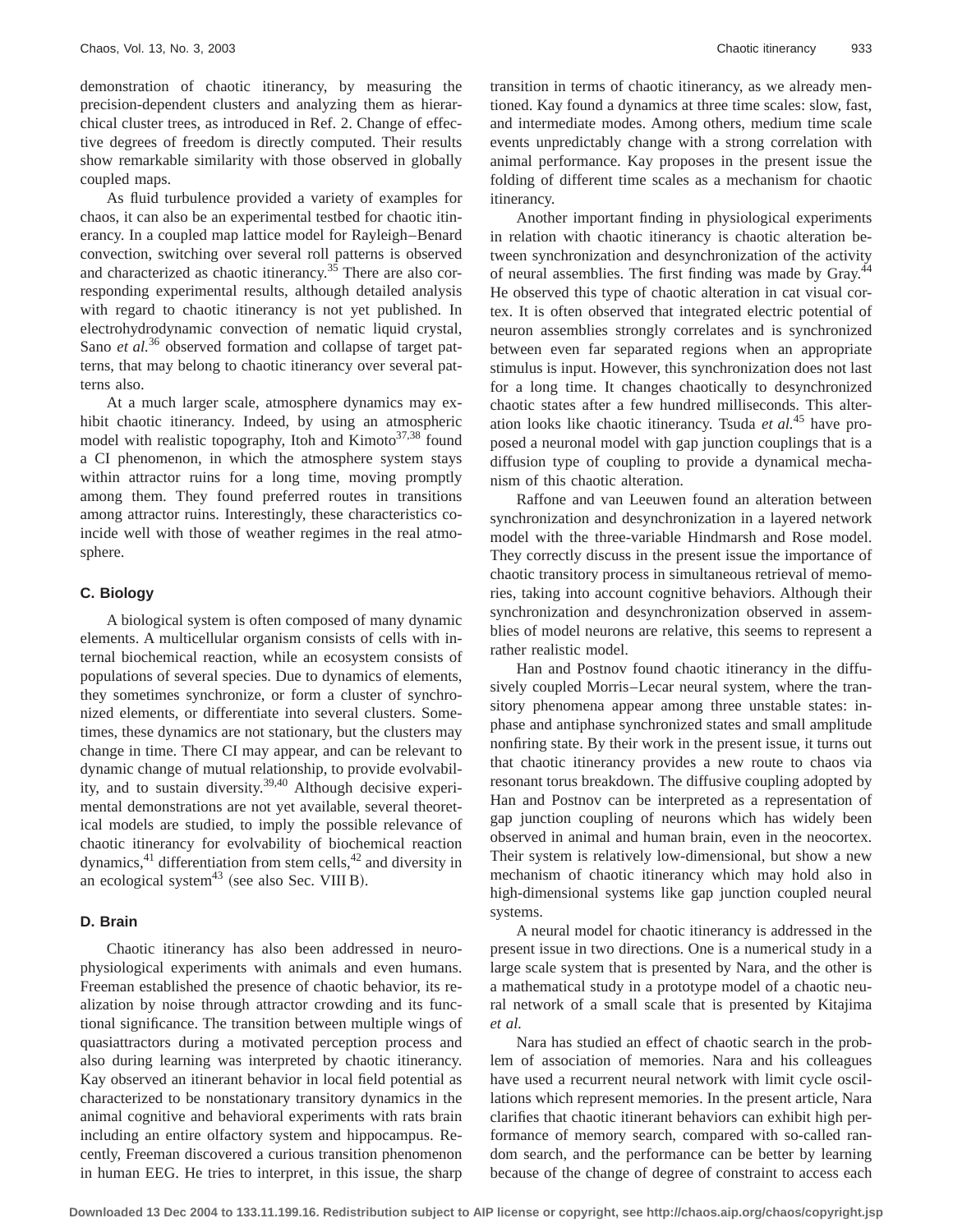demonstration of chaotic itinerancy, by measuring the precision-dependent clusters and analyzing them as hierarchical cluster trees, as introduced in Ref. 2. Change of effective degrees of freedom is directly computed. Their results show remarkable similarity with those observed in globally coupled maps.

As fluid turbulence provided a variety of examples for chaos, it can also be an experimental testbed for chaotic itinerancy. In a coupled map lattice model for Rayleigh–Benard convection, switching over several roll patterns is observed and characterized as chaotic itinerancy.[35] There are also corresponding experimental results, although detailed analysis with regard to chaotic itinerancy is not yet published. In electrohydrodynamic convection of nematic liquid crystal, Sano *et al.*[36] observed formation and collapse of target patterns, that may belong to chaotic itinerancy over several patterns also.

At a much larger scale, atmosphere dynamics may exhibit chaotic itinerancy. Indeed, by using an atmospheric model with realistic topography, Itoh and Kimoto[37,38] found a CI phenomenon, in which the atmosphere system stays within attractor ruins for a long time, moving promptly among them. They found preferred routes in transitions among attractor ruins. Interestingly, these characteristics coincide well with those of weather regimes in the real atmosphere.

### C. Biology

A biological system is often composed of many dynamic elements. A multicellular organism consists of cells with internal biochemical reaction, while an ecosystem consists of populations of several species. Due to dynamics of elements, they sometimes synchronize, or form a cluster of synchronized elements, or differentiate into several clusters. Sometimes, these dynamics are not stationary, but the clusters may change in time. There CI may appear, and can be relevant to dynamic change of mutual relationship, to provide evolvability, and to sustain diversity.[39,40] Although decisive experimental demonstrations are not yet available, several theoretical models are studied, to imply the possible relevance of chaotic itinerancy for evolvability of biochemical reaction dynamics,[41] differentiation from stem cells,[42] and diversity in an ecological system[43] (see also Sec. VIII B).

### D. Brain

Chaotic itinerancy has also been addressed in neurophysiological experiments with animals and even humans. Freeman established the presence of chaotic behavior, its realization by noise through attractor crowding and its functional significance. The transition between multiple wings of quasiattractors during a motivated perception process and also during learning was interpreted by chaotic itinerancy. Kay observed an itinerant behavior in local field potential as characterized to be nonstationary transitory dynamics in the animal cognitive and behavioral experiments with rats brain including an entire olfactory system and hippocampus. Recently, Freeman discovered a curious transition phenomenon in human EEG. He tries to interpret, in this issue, the sharp transition in terms of chaotic itinerancy, as we already mentioned. Kay found a dynamics at three time scales: slow, fast, and intermediate modes. Among others, medium time scale events unpredictably change with a strong correlation with animal performance. Kay proposes in the present issue the folding of different time scales as a mechanism for chaotic itinerancy.

Another important finding in physiological experiments in relation with chaotic itinerancy is chaotic alteration between synchronization and desynchronization of the activity of neural assemblies. The first finding was made by Gray.[44] He observed this type of chaotic alteration in cat visual cortex. It is often observed that integrated electric potential of neuron assemblies strongly correlates and is synchronized between even far separated regions when an appropriate stimulus is input. However, this synchronization does not last for a long time. It changes chaotically to desynchronized chaotic states after a few hundred milliseconds. This alteration looks like chaotic itinerancy. Tsuda *et al.*[45] have proposed a neuronal model with gap junction couplings that is a diffusion type of coupling to provide a dynamical mechanism of this chaotic alteration.

Raffone and van Leeuwen found an alteration between synchronization and desynchronization in a layered network model with the three-variable Hindmarsh and Rose model. They correctly discuss in the present issue the importance of chaotic transitory process in simultaneous retrieval of memories, taking into account cognitive behaviors. Although their synchronization and desynchronization observed in assemblies of model neurons are relative, this seems to represent a rather realistic model.

Han and Postnov found chaotic itinerancy in the diffusively coupled Morris–Lecar neural system, where the transitory phenomena appear among three unstable states: inphase and antiphase synchronized states and small amplitude nonfiring state. By their work in the present issue, it turns out that chaotic itinerancy provides a new route to chaos via resonant torus breakdown. The diffusive coupling adopted by Han and Postnov can be interpreted as a representation of gap junction coupling of neurons which has widely been observed in animal and human brain, even in the neocortex. Their system is relatively low-dimensional, but show a new mechanism of chaotic itinerancy which may hold also in high-dimensional systems like gap junction coupled neural systems.

A neural model for chaotic itinerancy is addressed in the present issue in two directions. One is a numerical study in a large scale system that is presented by Nara, and the other is a mathematical study in a prototype model of a chaotic neural network of a small scale that is presented by Kitajima *et al.*

Nara has studied an effect of chaotic search in the problem of association of memories. Nara and his colleagues have used a recurrent neural network with limit cycle oscillations which represent memories. In the present article, Nara clarifies that chaotic itinerant behaviors can exhibit high performance of memory search, compared with so-called random search, and the performance can be better by learning because of the change of degree of constraint to access each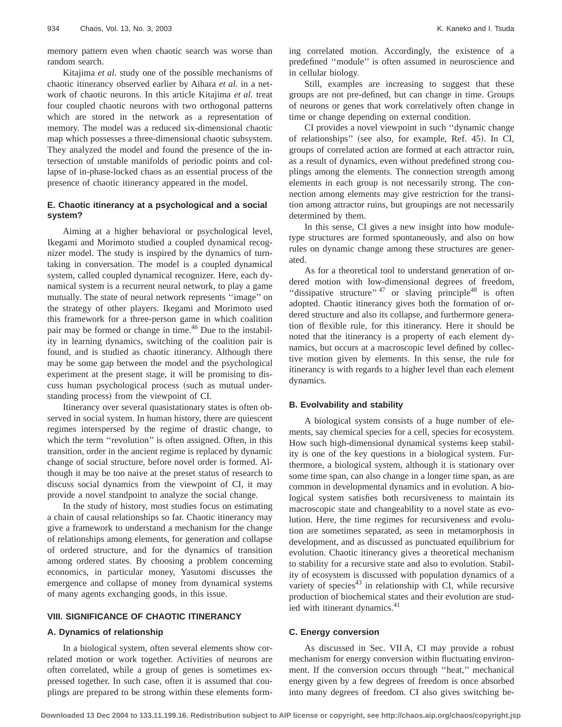memory pattern even when chaotic search was worse than random search.

Kitajima *et al.* study one of the possible mechanisms of chaotic itinerancy observed earlier by Aihara *et al.* in a network of chaotic neurons. In this article Kitajima *et al.* treat four coupled chaotic neurons with two orthogonal patterns which are stored in the network as a representation of memory. The model was a reduced six-dimensional chaotic map which possesses a three-dimensional chaotic subsystem. They analyzed the model and found the presence of the intersection of unstable manifolds of periodic points and collapse of in-phase-locked chaos as an essential process of the presence of chaotic itinerancy appeared in the model.

### E. Chaotic itinerancy at a psychological and a social system?

Aiming at a higher behavioral or psychological level, Ikegami and Morimoto studied a coupled dynamical recognizer model. The study is inspired by the dynamics of turn-taking in conversation. The model is a coupled dynamical system, called coupled dynamical recognizer. Here, each dynamical system is a recurrent neural network, to play a game mutually. The state of neural network represents ''image'' on the strategy of other players. Ikegami and Morimoto used this framework for a three-person game in which coalition pair may be formed or change in time.[46] Due to the instability in learning dynamics, switching of the coalition pair is found, and is studied as chaotic itinerancy. Although there may be some gap between the model and the psychological experiment at the present stage, it will be promising to discuss human psychological process (such as mutual understanding process) from the viewpoint of CI.

Itinerancy over several quasistationary states is often observed in social system. In human history, there are quiescent regimes interspersed by the regime of drastic change, to which the term ''revolution'' is often assigned. Often, in this transition, order in the ancient regime is replaced by dynamic change of social structure, before novel order is formed. Although it may be too naive at the preset status of research to discuss social dynamics from the viewpoint of CI, it may provide a novel standpoint to analyze the social change.

In the study of history, most studies focus on estimating a chain of causal relationships so far. Chaotic itinerancy may give a framework to understand a mechanism for the change of relationships among elements, for generation and collapse of ordered structure, and for the dynamics of transition among ordered states. By choosing a problem concerning economics, in particular money, Yasutomi discusses the emergence and collapse of money from dynamical systems of many agents exchanging goods, in this issue.

## VIII. SIGNIFICANCE OF CHAOTIC ITINERANCY

### A. Dynamics of relationship

In a biological system, often several elements show correlated motion or work together. Activities of neurons are often correlated, while a group of genes is sometimes expressed together. In such case, often it is assumed that couplings are prepared to be strong within these elements forming correlated motion. Accordingly, the existence of a predefined ''module'' is often assumed in neuroscience and in cellular biology.

Still, examples are increasing to suggest that these groups are not pre-defined, but can change in time. Groups of neurons or genes that work correlatively often change in time or change depending on external condition.

CI provides a novel viewpoint in such ''dynamic change of relationships'' (see also, for example, Ref. 45). In CI, groups of correlated action are formed at each attractor ruin, as a result of dynamics, even without predefined strong couplings among the elements. The connection strength among elements in each group is not necessarily strong. The connection among elements may give restriction for the transition among attractor ruins, but groupings are not necessarily determined by them.

In this sense, CI gives a new insight into how module-type structures are formed spontaneously, and also on how rules on dynamic change among these structures are generated.

As for a theoretical tool to understand generation of ordered motion with low-dimensional degrees of freedom, ''dissipative structure''[47] or slaving principle[48] is often adopted. Chaotic itinerancy gives both the formation of ordered structure and also its collapse, and furthermore generation of flexible rule, for this itinerancy. Here it should be noted that the itinerancy is a property of each element dynamics, but occurs at a macroscopic level defined by collective motion given by elements. In this sense, the rule for itinerancy is with regards to a higher level than each element dynamics.

### B. Evolvability and stability

A biological system consists of a huge number of elements, say chemical species for a cell, species for ecosystem. How such high-dimensional dynamical systems keep stability is one of the key questions in a biological system. Furthermore, a biological system, although it is stationary over some time span, can also change in a longer time span, as are common in developmental dynamics and in evolution. A biological system satisfies both recursiveness to maintain its macroscopic state and changeability to a novel state as evolution. Here, the time regimes for recursiveness and evolution are sometimes separated, as seen in metamorphosis in development, and as discussed as punctuated equilibrium for evolution. Chaotic itinerancy gives a theoretical mechanism to stability for a recursive state and also to evolution. Stability of ecosystem is discussed with population dynamics of a variety of species[43] in relationship with CI, while recursive production of biochemical states and their evolution are studied with itinerant dynamics.[41]

### C. Energy conversion

As discussed in Sec. VII A, CI may provide a robust mechanism for energy conversion within fluctuating environment. If the conversion occurs through ''heat,'' mechanical energy given by a few degrees of freedom is once absorbed into many degrees of freedom. CI also gives switching be-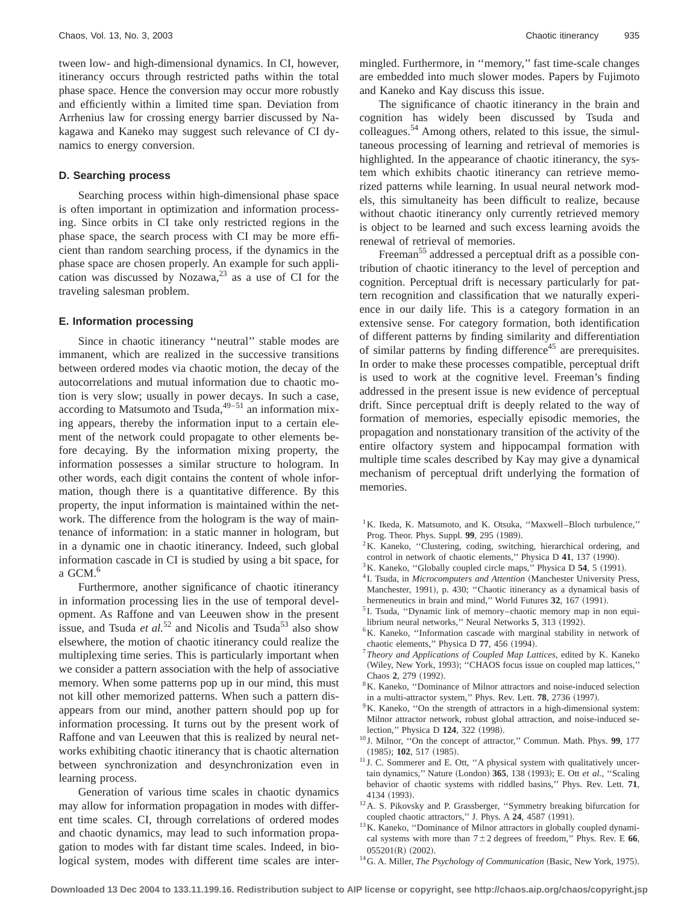tween low- and high-dimensional dynamics. In CI, however, itinerancy occurs through restricted paths within the total phase space. Hence the conversion may occur more robustly and efficiently within a limited time span. Deviation from Arrhenius law for crossing energy barrier discussed by Nakagawa and Kaneko may suggest such relevance of CI dynamics to energy conversion.

### D. Searching process

Searching process within high-dimensional phase space is often important in optimization and information processing. Since orbits in CI take only restricted regions in the phase space, the search process with CI may be more efficient than random searching process, if the dynamics in the phase space are chosen properly. An example for such application was discussed by Nozawa,[23] as a use of CI for the traveling salesman problem.

### E. Information processing

Since in chaotic itinerancy ''neutral'' stable modes are immanent, which are realized in the successive transitions between ordered modes via chaotic motion, the decay of the autocorrelations and mutual information due to chaotic motion is very slow; usually in power decays. In such a case, according to Matsumoto and Tsuda,[49–51] an information mixing appears, thereby the information input to a certain element of the network could propagate to other elements before decaying. By the information mixing property, the information possesses a similar structure to hologram. In other words, each digit contains the content of whole information, though there is a quantitative difference. By this property, the input information is maintained within the network. The difference from the hologram is the way of maintenance of information: in a static manner in hologram, but in a dynamic one in chaotic itinerancy. Indeed, such global information cascade in CI is studied by using a bit space, for a GCM.[6]

Furthermore, another significance of chaotic itinerancy in information processing lies in the use of temporal development. As Raffone and van Leeuwen show in the present issue, and Tsuda *et al.*[52] and Nicolis and Tsuda[53] also show elsewhere, the motion of chaotic itinerancy could realize the multiplexing time series. This is particularly important when we consider a pattern association with the help of associative memory. When some patterns pop up in our mind, this must not kill other memorized patterns. When such a pattern disappears from our mind, another pattern should pop up for information processing. It turns out by the present work of Raffone and van Leeuwen that this is realized by neural networks exhibiting chaotic itinerancy that is chaotic alternation between synchronization and desynchronization even in learning process.

Generation of various time scales in chaotic dynamics may allow for information propagation in modes with different time scales. CI, through correlations of ordered modes and chaotic dynamics, may lead to such information propagation to modes with far distant time scales. Indeed, in biological system, modes with different time scales are intermingled. Furthermore, in ''memory,'' fast time-scale changes are embedded into much slower modes. Papers by Fujimoto and Kaneko and Kay discuss this issue.

The significance of chaotic itinerancy in the brain and cognition has widely been discussed by Tsuda and colleagues.[54] Among others, related to this issue, the simultaneous processing of learning and retrieval of memories is highlighted. In the appearance of chaotic itinerancy, the system which exhibits chaotic itinerancy can retrieve memorized patterns while learning. In usual neural network models, this simultaneity has been difficult to realize, because without chaotic itinerancy only currently retrieved memory is object to be learned and such excess learning avoids the renewal of retrieval of memories.

Freeman[55] addressed a perceptual drift as a possible contribution of chaotic itinerancy to the level of perception and cognition. Perceptual drift is necessary particularly for pattern recognition and classification that we naturally experience in our daily life. This is a category formation in an extensive sense. For category formation, both identification of different patterns by finding similarity and differentiation of similar patterns by finding difference[45] are prerequisites. In order to make these processes compatible, perceptual drift is used to work at the cognitive level. Freeman's finding addressed in the present issue is new evidence of perceptual drift. Since perceptual drift is deeply related to the way of formation of memories, especially episodic memories, the propagation and nonstationary transition of the activity of the entire olfactory system and hippocampal formation with multiple time scales described by Kay may give a dynamical mechanism of perceptual drift underlying the formation of memories.

[1] K. Ikeda, K. Matsumoto, and K. Otsuka, ''Maxwell–Bloch turbulence,'' Prog. Theor. Phys. Suppl. **99**, 295 (1989).
[2] K. Kaneko, ''Clustering, coding, switching, hierarchical ordering, and control in network of chaotic elements,'' Physica D **41**, 137 (1990).
[3] K. Kaneko, ''Globally coupled circle maps,'' Physica D **54**, 5 (1991).
[4] I. Tsuda, in *Microcomputers and Attention* (Manchester University Press, Manchester, 1991), p. 430; ''Chaotic itinerancy as a dynamical basis of hermeneutics in brain and mind,'' World Futures **32**, 167 (1991).
[5] I. Tsuda, ''Dynamic link of memory–chaotic memory map in non equilibrium neural networks,'' Neural Networks **5**, 313 (1992).
[6] K. Kaneko, ''Information cascade with marginal stability in network of chaotic elements,'' Physica D **77**, 456 (1994).
[7] *Theory and Applications of Coupled Map Lattices*, edited by K. Kaneko (Wiley, New York, 1993); ''CHAOS focus issue on coupled map lattices,'' Chaos **2**, 279 (1992).
[8] K. Kaneko, ''Dominance of Milnor attractors and noise-induced selection in a multi-attractor system,'' Phys. Rev. Lett. **78**, 2736 (1997).
[9] K. Kaneko, ''On the strength of attractors in a high-dimensional system: Milnor attractor network, robust global attraction, and noise-induced selection,'' Physica D **124**, 322 (1998).
[10] J. Milnor, ''On the concept of attractor,'' Commun. Math. Phys. **99**, 177 (1985); **102**, 517 (1985).
[11] J. C. Sommerer and E. Ott, ''A physical system with qualitatively uncertain dynamics,'' Nature (London) **365**, 138 (1993); E. Ott *et al.*, ''Scaling behavior of chaotic systems with riddled basins,'' Phys. Rev. Lett. **71**, 4134 (1993).
[12] A. S. Pikovsky and P. Grassberger, ''Symmetry breaking bifurcation for coupled chaotic attractors,'' J. Phys. A **24**, 4587 (1991).
[13] K. Kaneko, ''Dominance of Milnor attractors in globally coupled dynamical systems with more than $7\pm2$ degrees of freedom,'' Phys. Rev. E **66**, 055201(R) (2002).
[14] G. A. Miller, *The Psychology of Communication* (Basic, New York, 1975).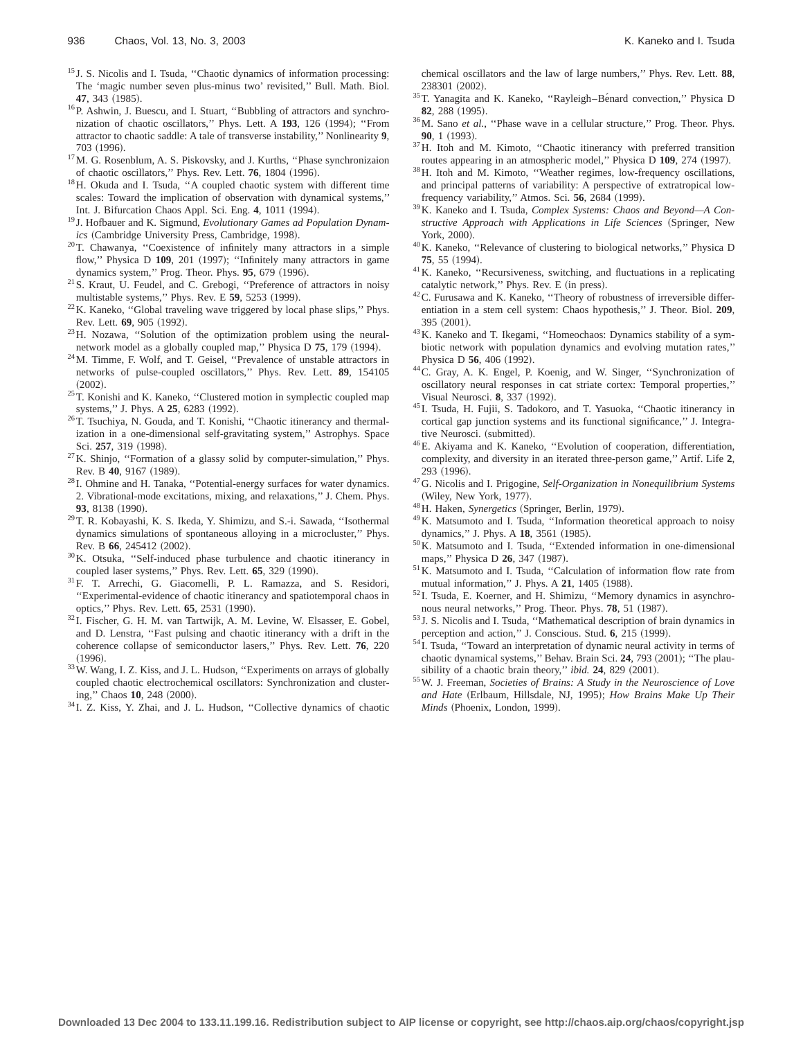[15] J. S. Nicolis and I. Tsuda, ''Chaotic dynamics of information processing: The 'magic number seven plus-minus two' revisited,'' Bull. Math. Biol. **47**, 343 (1985).

[16] P. Ashwin, J. Buescu, and I. Stuart, ''Bubbling of attractors and synchronization of chaotic oscillators,'' Phys. Lett. A **193**, 126 (1994); ''From attractor to chaotic saddle: A tale of transverse instability,'' Nonlinearity **9**, 703 (1996).

[17] M. G. Rosenblum, A. S. Piskovsky, and J. Kurths, ''Phase synchronizaion of chaotic oscillators,'' Phys. Rev. Lett. **76**, 1804 (1996).

[18] H. Okuda and I. Tsuda, ''A coupled chaotic system with different time scales: Toward the implication of observation with dynamical systems,'' Int. J. Bifurcation Chaos Appl. Sci. Eng. **4**, 1011 (1994).

[19] J. Hofbauer and K. Sigmund, *Evolutionary Games ad Population Dynamics* (Cambridge University Press, Cambridge, 1998).

[20] T. Chawanya, ''Coexistence of infinitely many attractors in a simple flow,'' Physica D **109**, 201 (1997); ''Infinitely many attractors in game dynamics system,'' Prog. Theor. Phys. **95**, 679 (1996).

[21] S. Kraut, U. Feudel, and C. Grebogi, ''Preference of attractors in noisy multistable systems,'' Phys. Rev. E **59**, 5253 (1999).

[22] K. Kaneko, ''Global traveling wave triggered by local phase slips,'' Phys. Rev. Lett. **69**, 905 (1992).

[23] H. Nozawa, ''Solution of the optimization problem using the neural-network model as a globally coupled map,'' Physica D **75**, 179 (1994).

[24] M. Timme, F. Wolf, and T. Geisel, ''Prevalence of unstable attractors in networks of pulse-coupled oscillators,'' Phys. Rev. Lett. **89**, 154105 (2002).

[25] T. Konishi and K. Kaneko, ''Clustered motion in symplectic coupled map systems,'' J. Phys. A **25**, 6283 (1992).

[26] T. Tsuchiya, N. Gouda, and T. Konishi, ''Chaotic itinerancy and thermalization in a one-dimensional self-gravitating system,'' Astrophys. Space Sci. **257**, 319 (1998).

[27] K. Shinjo, ''Formation of a glassy solid by computer-simulation,'' Phys. Rev. B **40**, 9167 (1989).

[28] I. Ohmine and H. Tanaka, ''Potential-energy surfaces for water dynamics. 2. Vibrational-mode excitations, mixing, and relaxations,'' J. Chem. Phys. **93**, 8138 (1990).

[29] T. R. Kobayashi, K. S. Ikeda, Y. Shimizu, and S.-i. Sawada, ''Isothermal dynamics simulations of spontaneous alloying in a microcluster,'' Phys. Rev. B **66**, 245412 (2002).

[30] K. Otsuka, ''Self-induced phase turbulence and chaotic itinerancy in coupled laser systems,'' Phys. Rev. Lett. **65**, 329 (1990).

[31] F. T. Arrechi, G. Giacomelli, P. L. Ramazza, and S. Residori, ''Experimental-evidence of chaotic itinerancy and spatiotemporal chaos in optics,'' Phys. Rev. Lett. **65**, 2531 (1990).

[32] I. Fischer, G. H. M. van Tartwijk, A. M. Levine, W. Elsasser, E. Gobel, and D. Lenstra, ''Fast pulsing and chaotic itinerancy with a drift in the coherence collapse of semiconductor lasers,'' Phys. Rev. Lett. **76**, 220 (1996).

[33] W. Wang, I. Z. Kiss, and J. L. Hudson, ''Experiments on arrays of globally coupled chaotic electrochemical oscillators: Synchronization and clustering,'' Chaos **10**, 248 (2000).

[34] I. Z. Kiss, Y. Zhai, and J. L. Hudson, ''Collective dynamics of chaotic chemical oscillators and the law of large numbers,'' Phys. Rev. Lett. **88**, 238301 (2002).

[35] T. Yanagita and K. Kaneko, ''Rayleigh–Bénard convection,'' Physica D **82**, 288 (1995).

[36] M. Sano *et al.*, ''Phase wave in a cellular structure,'' Prog. Theor. Phys. **90**, 1 (1993).

[37] H. Itoh and M. Kimoto, ''Chaotic itinerancy with preferred transition routes appearing in an atmospheric model,'' Physica D **109**, 274 (1997).

[38] H. Itoh and M. Kimoto, ''Weather regimes, low-frequency oscillations, and principal patterns of variability: A perspective of extratropical low-frequency variability,'' Atmos. Sci. **56**, 2684 (1999).

[39] K. Kaneko and I. Tsuda, *Complex Systems: Chaos and Beyond—A Constructive Approach with Applications in Life Sciences* (Springer, New York, 2000).

[40] K. Kaneko, ''Relevance of clustering to biological networks,'' Physica D **75**, 55 (1994).

[41] K. Kaneko, ''Recursiveness, switching, and fluctuations in a replicating catalytic network,'' Phys. Rev. E (in press).

[42] C. Furusawa and K. Kaneko, ''Theory of robustness of irreversible differentiation in a stem cell system: Chaos hypothesis,'' J. Theor. Biol. **209**, 395 (2001).

[43] K. Kaneko and T. Ikegami, ''Homeochaos: Dynamics stability of a symbiotic network with population dynamics and evolving mutation rates,'' Physica D **56**, 406 (1992).

[44] C. Gray, A. K. Engel, P. Koenig, and W. Singer, ''Synchronization of oscillatory neural responses in cat striate cortex: Temporal properties,'' Visual Neurosci. **8**, 337 (1992).

[45] I. Tsuda, H. Fujii, S. Tadokoro, and T. Yasuoka, ''Chaotic itinerancy in cortical gap junction systems and its functional significance,'' J. Integrative Neurosci. (submitted).

[46] E. Akiyama and K. Kaneko, ''Evolution of cooperation, differentiation, complexity, and diversity in an iterated three-person game,'' Artif. Life **2**, 293 (1996).

[47] G. Nicolis and I. Prigogine, *Self-Organization in Nonequilibrium Systems* (Wiley, New York, 1977).

[48] H. Haken, *Synergetics* (Springer, Berlin, 1979).

[49] K. Matsumoto and I. Tsuda, ''Information theoretical approach to noisy dynamics,'' J. Phys. A **18**, 3561 (1985).

[50] K. Matsumoto and I. Tsuda, ''Extended information in one-dimensional maps,'' Physica D **26**, 347 (1987).

[51] K. Matsumoto and I. Tsuda, ''Calculation of information flow rate from mutual information,'' J. Phys. A **21**, 1405 (1988).

[52] I. Tsuda, E. Koerner, and H. Shimizu, ''Memory dynamics in asynchronous neural networks,'' Prog. Theor. Phys. **78**, 51 (1987).

[53] J. S. Nicolis and I. Tsuda, ''Mathematical description of brain dynamics in perception and action,'' J. Conscious. Stud. **6**, 215 (1999).

[54] I. Tsuda, ''Toward an interpretation of dynamic neural activity in terms of chaotic dynamical systems,'' Behav. Brain Sci. **24**, 793 (2001); ''The plausibility of a chaotic brain theory,'' *ibid.* **24**, 829 (2001).

[55] W. J. Freeman, *Societies of Brains: A Study in the Neuroscience of Love and Hate* (Erlbaum, Hillsdale, NJ, 1995); *How Brains Make Up Their Minds* (Phoenix, London, 1999).